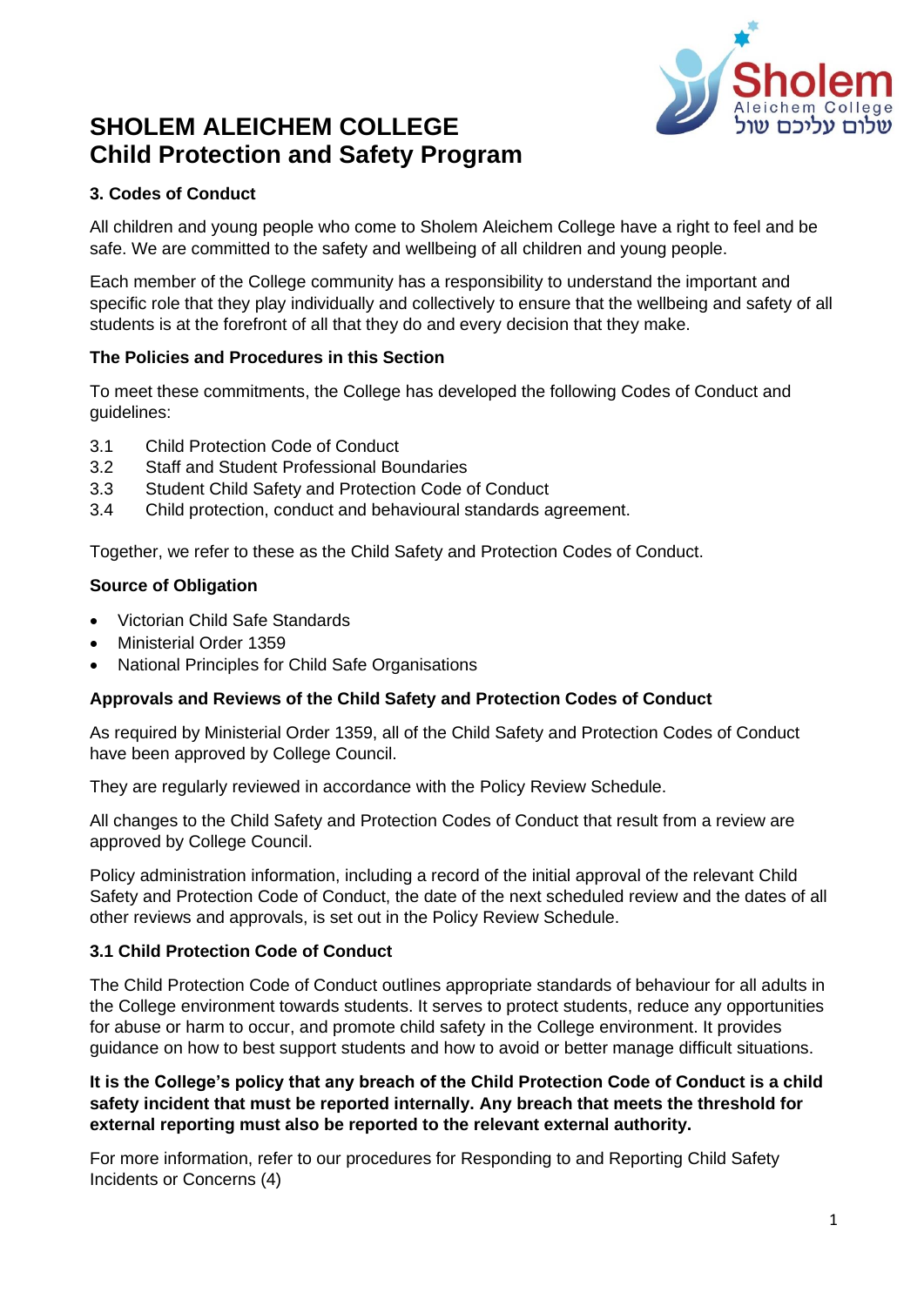# SHOLEM ALEICHEM COLLEGE
# Child Protection and Safety Program

### 3. Codes of Conduct

All children and young people who come to Sholem Aleichem College have a right to feel and be safe. We are committed to the safety and wellbeing of all children and young people.

Each member of the College community has a responsibility to understand the important and specific role that they play individually and collectively to ensure that the wellbeing and safety of all students is at the forefront of all that they do and every decision that they make.

#### The Policies and Procedures in this Section

To meet these commitments, the College has developed the following Codes of Conduct and guidelines:

- 3.1 Child Protection Code of Conduct
- 3.2 Staff and Student Professional Boundaries
- 3.3 Student Child Safety and Protection Code of Conduct
- 3.4 Child protection, conduct and behavioural standards agreement.

Together, we refer to these as the Child Safety and Protection Codes of Conduct.

#### Source of Obligation

- Victorian Child Safe Standards
- Ministerial Order 1359
- National Principles for Child Safe Organisations

#### Approvals and Reviews of the Child Safety and Protection Codes of Conduct

As required by Ministerial Order 1359, all of the Child Safety and Protection Codes of Conduct have been approved by College Council.

They are regularly reviewed in accordance with the Policy Review Schedule.

All changes to the Child Safety and Protection Codes of Conduct that result from a review are approved by College Council.

Policy administration information, including a record of the initial approval of the relevant Child Safety and Protection Code of Conduct, the date of the next scheduled review and the dates of all other reviews and approvals, is set out in the Policy Review Schedule.

#### 3.1 Child Protection Code of Conduct

The Child Protection Code of Conduct outlines appropriate standards of behaviour for all adults in the College environment towards students. It serves to protect students, reduce any opportunities for abuse or harm to occur, and promote child safety in the College environment. It provides guidance on how to best support students and how to avoid or better manage difficult situations.

**It is the College's policy that any breach of the Child Protection Code of Conduct is a child safety incident that must be reported internally. Any breach that meets the threshold for external reporting must also be reported to the relevant external authority.**

For more information, refer to our procedures for Responding to and Reporting Child Safety Incidents or Concerns (4)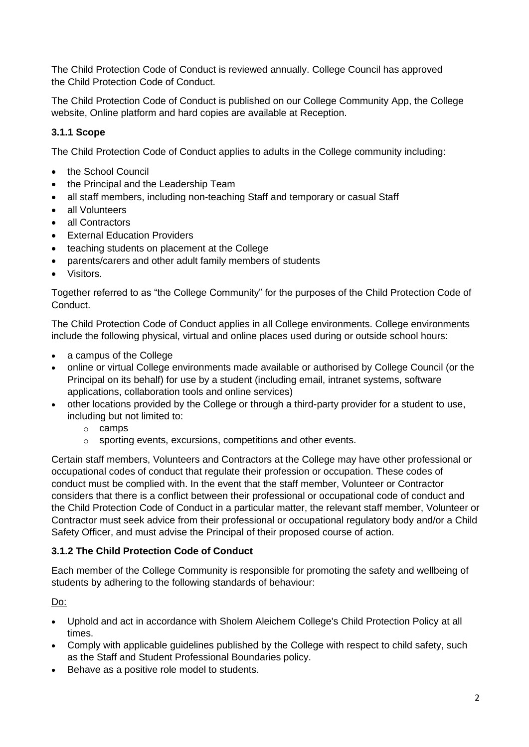The Child Protection Code of Conduct is reviewed annually. College Council has approved the Child Protection Code of Conduct.

The Child Protection Code of Conduct is published on our College Community App, the College website, Online platform and hard copies are available at Reception.

### 3.1.1 Scope

The Child Protection Code of Conduct applies to adults in the College community including:

- the School Council
- the Principal and the Leadership Team
- all staff members, including non-teaching Staff and temporary or casual Staff
- all Volunteers
- all Contractors
- External Education Providers
- teaching students on placement at the College
- parents/carers and other adult family members of students
- Visitors.

Together referred to as "the College Community" for the purposes of the Child Protection Code of Conduct.

The Child Protection Code of Conduct applies in all College environments. College environments include the following physical, virtual and online places used during or outside school hours:

- a campus of the College
- online or virtual College environments made available or authorised by College Council (or the Principal on its behalf) for use by a student (including email, intranet systems, software applications, collaboration tools and online services)
- other locations provided by the College or through a third-party provider for a student to use, including but not limited to:
  - camps
  - sporting events, excursions, competitions and other events.

Certain staff members, Volunteers and Contractors at the College may have other professional or occupational codes of conduct that regulate their profession or occupation. These codes of conduct must be complied with. In the event that the staff member, Volunteer or Contractor considers that there is a conflict between their professional or occupational code of conduct and the Child Protection Code of Conduct in a particular matter, the relevant staff member, Volunteer or Contractor must seek advice from their professional or occupational regulatory body and/or a Child Safety Officer, and must advise the Principal of their proposed course of action.

### 3.1.2 The Child Protection Code of Conduct

Each member of the College Community is responsible for promoting the safety and wellbeing of students by adhering to the following standards of behaviour:

<u>Do:</u>

- Uphold and act in accordance with Sholem Aleichem College's Child Protection Policy at all times.
- Comply with applicable guidelines published by the College with respect to child safety, such as the Staff and Student Professional Boundaries policy.
- Behave as a positive role model to students.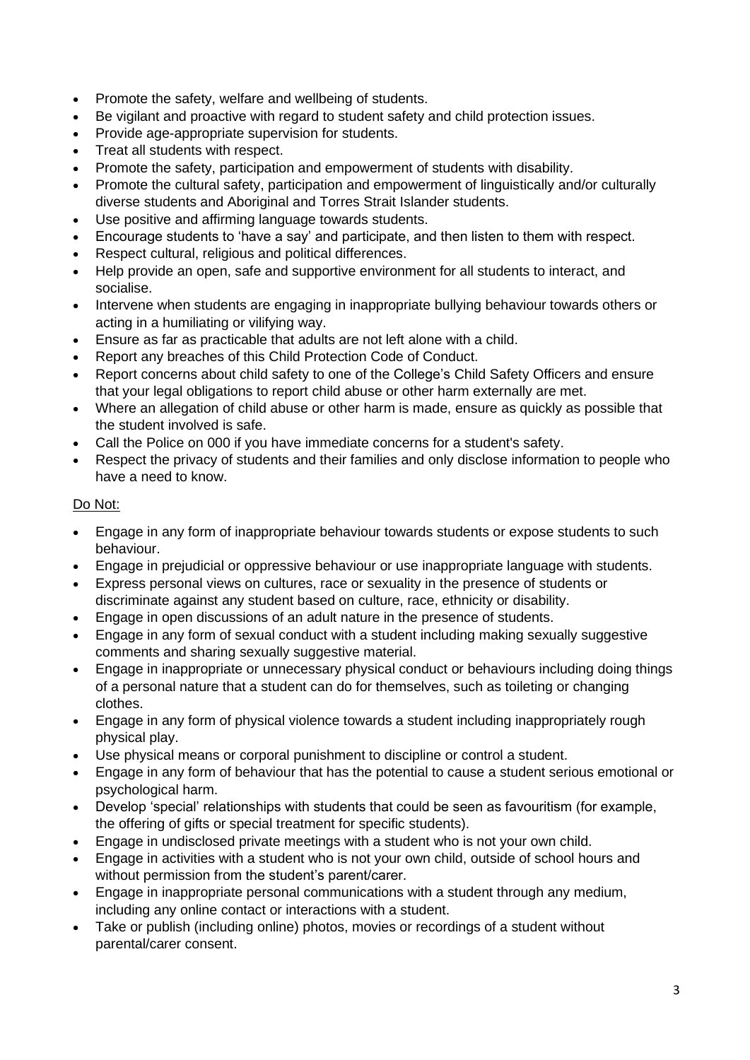- Promote the safety, welfare and wellbeing of students.
- Be vigilant and proactive with regard to student safety and child protection issues.
- Provide age-appropriate supervision for students.
- Treat all students with respect.
- Promote the safety, participation and empowerment of students with disability.
- Promote the cultural safety, participation and empowerment of linguistically and/or culturally diverse students and Aboriginal and Torres Strait Islander students.
- Use positive and affirming language towards students.
- Encourage students to 'have a say' and participate, and then listen to them with respect.
- Respect cultural, religious and political differences.
- Help provide an open, safe and supportive environment for all students to interact, and socialise.
- Intervene when students are engaging in inappropriate bullying behaviour towards others or acting in a humiliating or vilifying way.
- Ensure as far as practicable that adults are not left alone with a child.
- Report any breaches of this Child Protection Code of Conduct.
- Report concerns about child safety to one of the College's Child Safety Officers and ensure that your legal obligations to report child abuse or other harm externally are met.
- Where an allegation of child abuse or other harm is made, ensure as quickly as possible that the student involved is safe.
- Call the Police on 000 if you have immediate concerns for a student's safety.
- Respect the privacy of students and their families and only disclose information to people who have a need to know.

Do Not:

- Engage in any form of inappropriate behaviour towards students or expose students to such behaviour.
- Engage in prejudicial or oppressive behaviour or use inappropriate language with students.
- Express personal views on cultures, race or sexuality in the presence of students or discriminate against any student based on culture, race, ethnicity or disability.
- Engage in open discussions of an adult nature in the presence of students.
- Engage in any form of sexual conduct with a student including making sexually suggestive comments and sharing sexually suggestive material.
- Engage in inappropriate or unnecessary physical conduct or behaviours including doing things of a personal nature that a student can do for themselves, such as toileting or changing clothes.
- Engage in any form of physical violence towards a student including inappropriately rough physical play.
- Use physical means or corporal punishment to discipline or control a student.
- Engage in any form of behaviour that has the potential to cause a student serious emotional or psychological harm.
- Develop 'special' relationships with students that could be seen as favouritism (for example, the offering of gifts or special treatment for specific students).
- Engage in undisclosed private meetings with a student who is not your own child.
- Engage in activities with a student who is not your own child, outside of school hours and without permission from the student's parent/carer.
- Engage in inappropriate personal communications with a student through any medium, including any online contact or interactions with a student.
- Take or publish (including online) photos, movies or recordings of a student without parental/carer consent.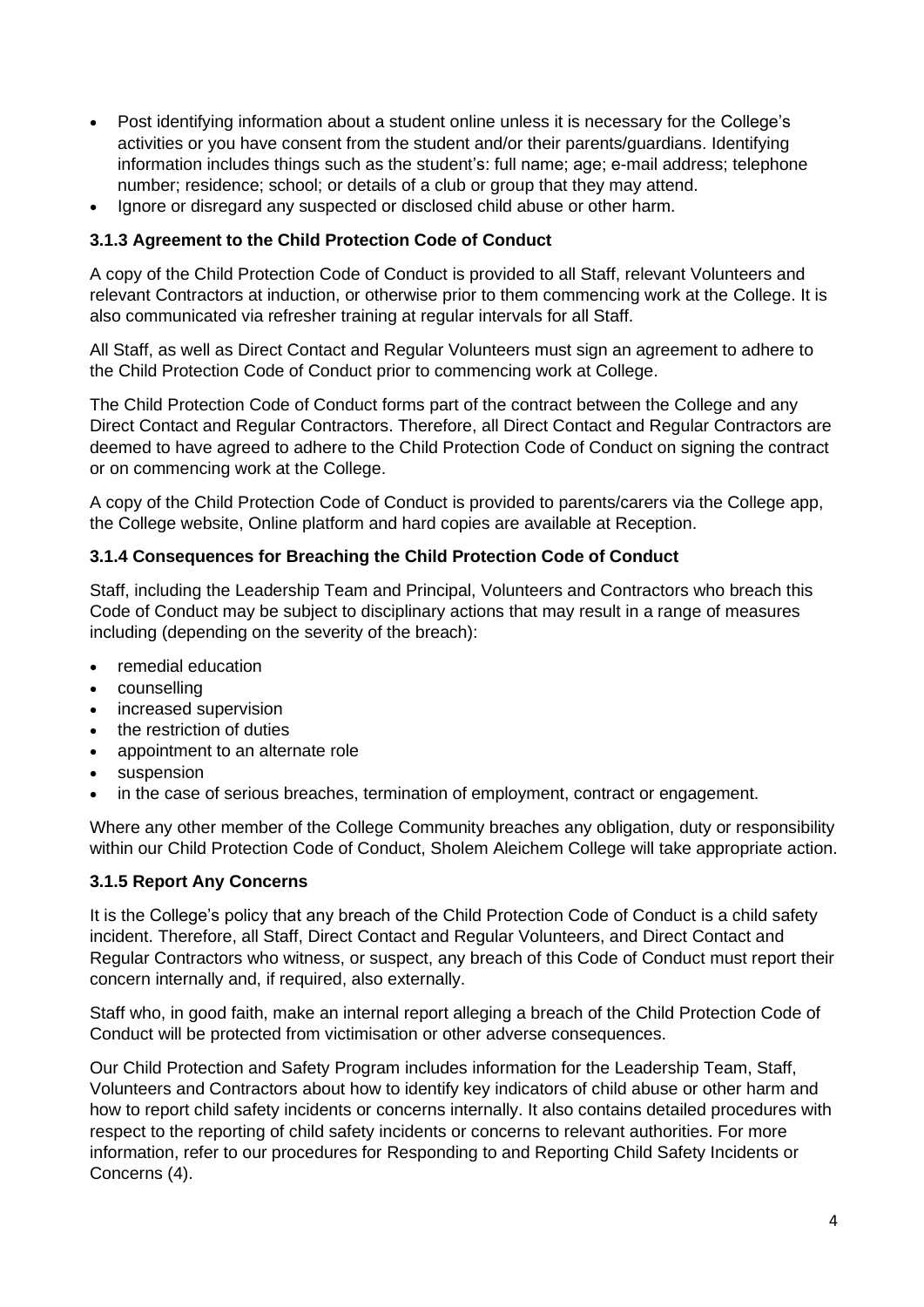- Post identifying information about a student online unless it is necessary for the College's activities or you have consent from the student and/or their parents/guardians. Identifying information includes things such as the student's: full name; age; e-mail address; telephone number; residence; school; or details of a club or group that they may attend.
- Ignore or disregard any suspected or disclosed child abuse or other harm.

### 3.1.3 Agreement to the Child Protection Code of Conduct

A copy of the Child Protection Code of Conduct is provided to all Staff, relevant Volunteers and relevant Contractors at induction, or otherwise prior to them commencing work at the College. It is also communicated via refresher training at regular intervals for all Staff.

All Staff, as well as Direct Contact and Regular Volunteers must sign an agreement to adhere to the Child Protection Code of Conduct prior to commencing work at College.

The Child Protection Code of Conduct forms part of the contract between the College and any Direct Contact and Regular Contractors. Therefore, all Direct Contact and Regular Contractors are deemed to have agreed to adhere to the Child Protection Code of Conduct on signing the contract or on commencing work at the College.

A copy of the Child Protection Code of Conduct is provided to parents/carers via the College app, the College website, Online platform and hard copies are available at Reception.

### 3.1.4 Consequences for Breaching the Child Protection Code of Conduct

Staff, including the Leadership Team and Principal, Volunteers and Contractors who breach this Code of Conduct may be subject to disciplinary actions that may result in a range of measures including (depending on the severity of the breach):

- remedial education
- counselling
- increased supervision
- the restriction of duties
- appointment to an alternate role
- suspension
- in the case of serious breaches, termination of employment, contract or engagement.

Where any other member of the College Community breaches any obligation, duty or responsibility within our Child Protection Code of Conduct, Sholem Aleichem College will take appropriate action.

### 3.1.5 Report Any Concerns

It is the College's policy that any breach of the Child Protection Code of Conduct is a child safety incident. Therefore, all Staff, Direct Contact and Regular Volunteers, and Direct Contact and Regular Contractors who witness, or suspect, any breach of this Code of Conduct must report their concern internally and, if required, also externally.

Staff who, in good faith, make an internal report alleging a breach of the Child Protection Code of Conduct will be protected from victimisation or other adverse consequences.

Our Child Protection and Safety Program includes information for the Leadership Team, Staff, Volunteers and Contractors about how to identify key indicators of child abuse or other harm and how to report child safety incidents or concerns internally. It also contains detailed procedures with respect to the reporting of child safety incidents or concerns to relevant authorities. For more information, refer to our procedures for Responding to and Reporting Child Safety Incidents or Concerns (4).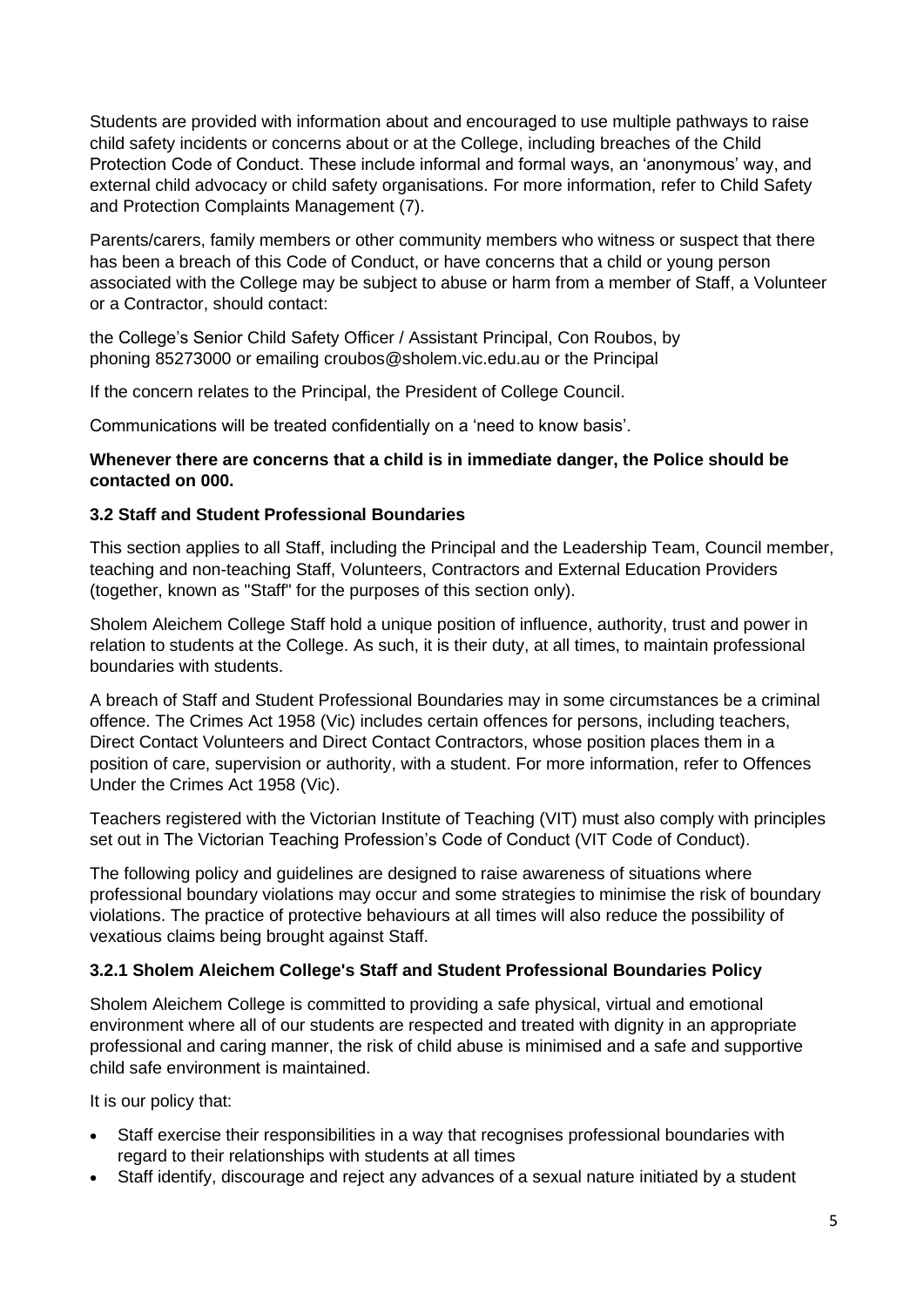Students are provided with information about and encouraged to use multiple pathways to raise child safety incidents or concerns about or at the College, including breaches of the Child Protection Code of Conduct. These include informal and formal ways, an 'anonymous' way, and external child advocacy or child safety organisations. For more information, refer to Child Safety and Protection Complaints Management (7).

Parents/carers, family members or other community members who witness or suspect that there has been a breach of this Code of Conduct, or have concerns that a child or young person associated with the College may be subject to abuse or harm from a member of Staff, a Volunteer or a Contractor, should contact:

the College's Senior Child Safety Officer / Assistant Principal, Con Roubos, by phoning 85273000 or emailing croubos@sholem.vic.edu.au or the Principal

If the concern relates to the Principal, the President of College Council.

Communications will be treated confidentially on a 'need to know basis'.

**Whenever there are concerns that a child is in immediate danger, the Police should be contacted on 000.**

### 3.2 Staff and Student Professional Boundaries

This section applies to all Staff, including the Principal and the Leadership Team, Council member, teaching and non-teaching Staff, Volunteers, Contractors and External Education Providers (together, known as "Staff" for the purposes of this section only).

Sholem Aleichem College Staff hold a unique position of influence, authority, trust and power in relation to students at the College. As such, it is their duty, at all times, to maintain professional boundaries with students.

A breach of Staff and Student Professional Boundaries may in some circumstances be a criminal offence. The Crimes Act 1958 (Vic) includes certain offences for persons, including teachers, Direct Contact Volunteers and Direct Contact Contractors, whose position places them in a position of care, supervision or authority, with a student. For more information, refer to Offences Under the Crimes Act 1958 (Vic).

Teachers registered with the Victorian Institute of Teaching (VIT) must also comply with principles set out in The Victorian Teaching Profession's Code of Conduct (VIT Code of Conduct).

The following policy and guidelines are designed to raise awareness of situations where professional boundary violations may occur and some strategies to minimise the risk of boundary violations. The practice of protective behaviours at all times will also reduce the possibility of vexatious claims being brought against Staff.

#### 3.2.1 Sholem Aleichem College's Staff and Student Professional Boundaries Policy

Sholem Aleichem College is committed to providing a safe physical, virtual and emotional environment where all of our students are respected and treated with dignity in an appropriate professional and caring manner, the risk of child abuse is minimised and a safe and supportive child safe environment is maintained.

It is our policy that:

- Staff exercise their responsibilities in a way that recognises professional boundaries with regard to their relationships with students at all times
- Staff identify, discourage and reject any advances of a sexual nature initiated by a student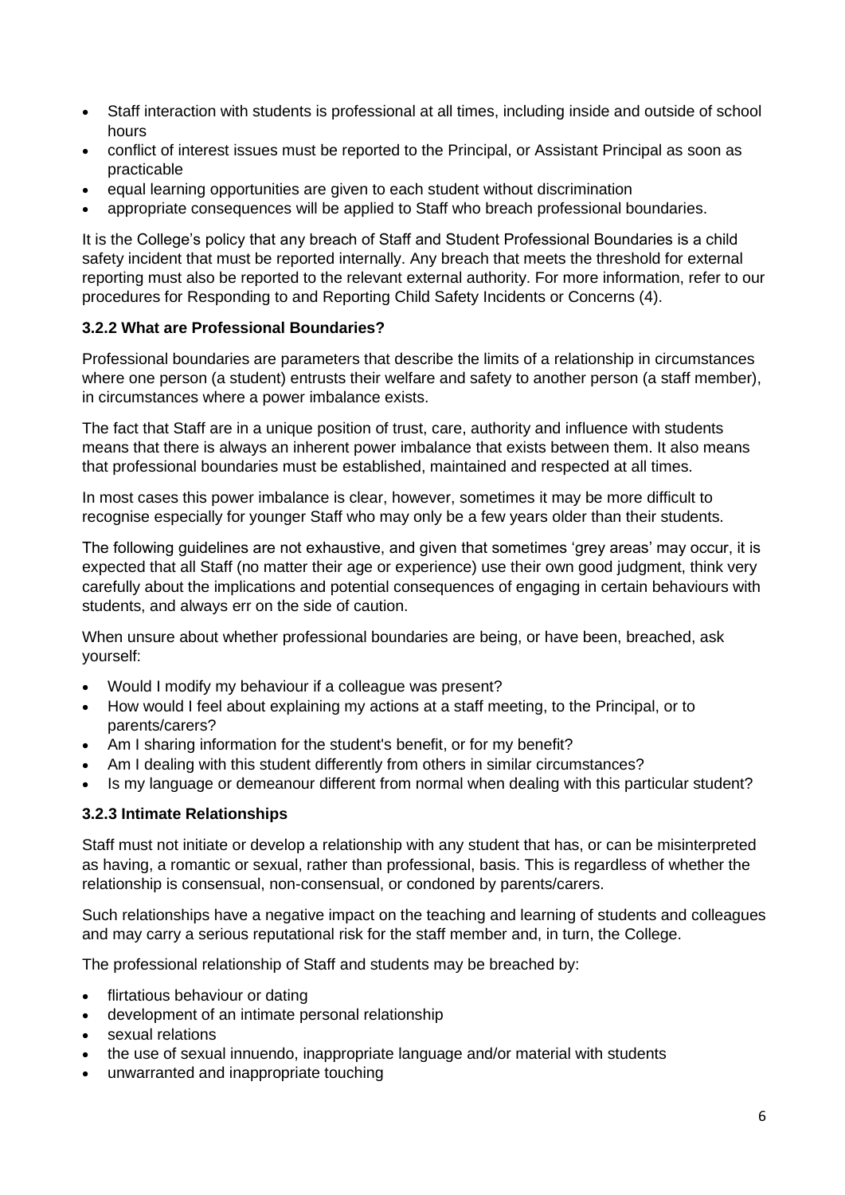- Staff interaction with students is professional at all times, including inside and outside of school hours
- conflict of interest issues must be reported to the Principal, or Assistant Principal as soon as practicable
- equal learning opportunities are given to each student without discrimination
- appropriate consequences will be applied to Staff who breach professional boundaries.

It is the College's policy that any breach of Staff and Student Professional Boundaries is a child safety incident that must be reported internally. Any breach that meets the threshold for external reporting must also be reported to the relevant external authority. For more information, refer to our procedures for Responding to and Reporting Child Safety Incidents or Concerns (4).

### 3.2.2 What are Professional Boundaries?

Professional boundaries are parameters that describe the limits of a relationship in circumstances where one person (a student) entrusts their welfare and safety to another person (a staff member), in circumstances where a power imbalance exists.

The fact that Staff are in a unique position of trust, care, authority and influence with students means that there is always an inherent power imbalance that exists between them. It also means that professional boundaries must be established, maintained and respected at all times.

In most cases this power imbalance is clear, however, sometimes it may be more difficult to recognise especially for younger Staff who may only be a few years older than their students.

The following guidelines are not exhaustive, and given that sometimes 'grey areas' may occur, it is expected that all Staff (no matter their age or experience) use their own good judgment, think very carefully about the implications and potential consequences of engaging in certain behaviours with students, and always err on the side of caution.

When unsure about whether professional boundaries are being, or have been, breached, ask yourself:

- Would I modify my behaviour if a colleague was present?
- How would I feel about explaining my actions at a staff meeting, to the Principal, or to parents/carers?
- Am I sharing information for the student's benefit, or for my benefit?
- Am I dealing with this student differently from others in similar circumstances?
- Is my language or demeanour different from normal when dealing with this particular student?

### 3.2.3 Intimate Relationships

Staff must not initiate or develop a relationship with any student that has, or can be misinterpreted as having, a romantic or sexual, rather than professional, basis. This is regardless of whether the relationship is consensual, non-consensual, or condoned by parents/carers.

Such relationships have a negative impact on the teaching and learning of students and colleagues and may carry a serious reputational risk for the staff member and, in turn, the College.

The professional relationship of Staff and students may be breached by:

- flirtatious behaviour or dating
- development of an intimate personal relationship
- sexual relations
- the use of sexual innuendo, inappropriate language and/or material with students
- unwarranted and inappropriate touching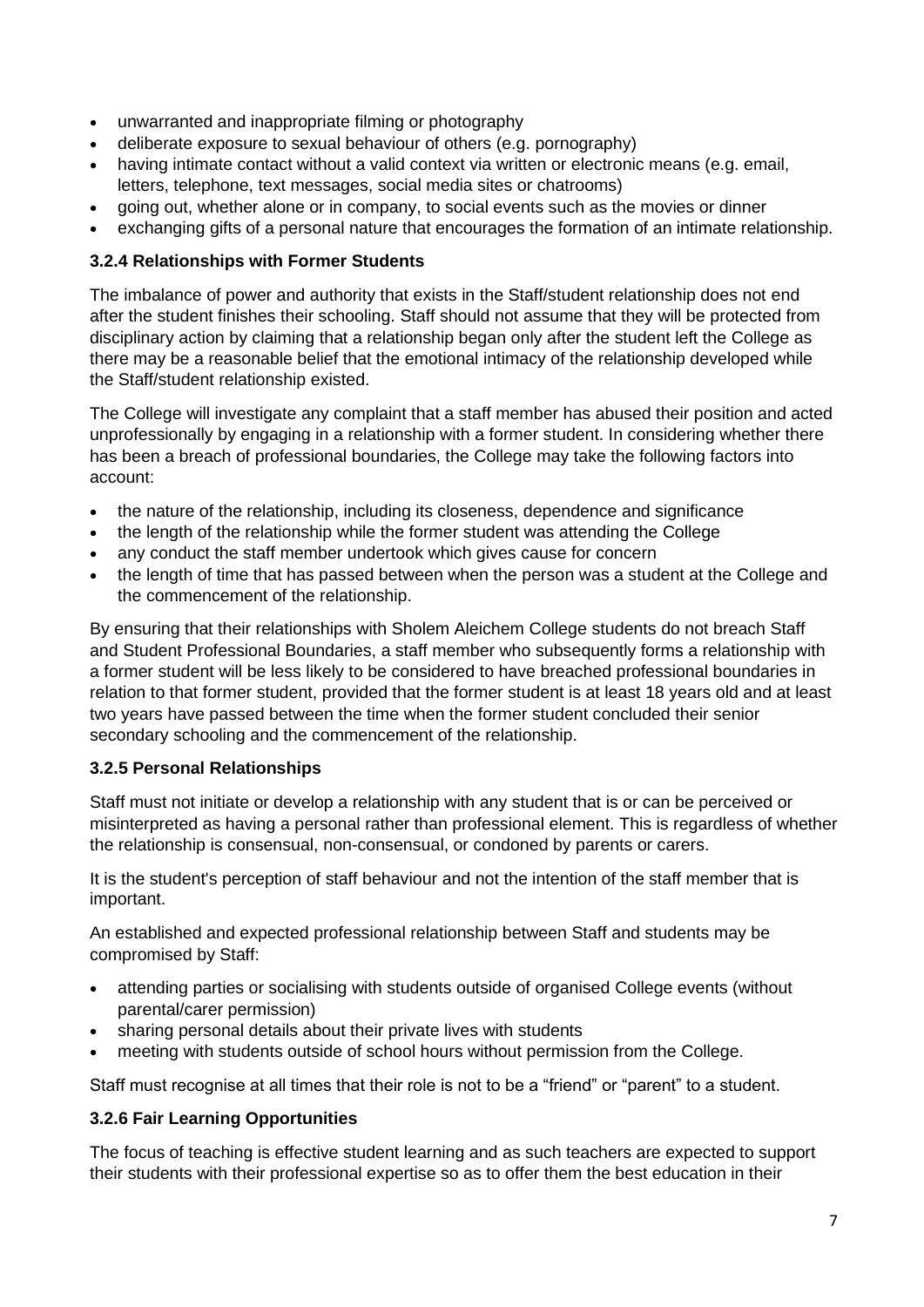- unwarranted and inappropriate filming or photography
- deliberate exposure to sexual behaviour of others (e.g. pornography)
- having intimate contact without a valid context via written or electronic means (e.g. email, letters, telephone, text messages, social media sites or chatrooms)
- going out, whether alone or in company, to social events such as the movies or dinner
- exchanging gifts of a personal nature that encourages the formation of an intimate relationship.

### 3.2.4 Relationships with Former Students

The imbalance of power and authority that exists in the Staff/student relationship does not end after the student finishes their schooling. Staff should not assume that they will be protected from disciplinary action by claiming that a relationship began only after the student left the College as there may be a reasonable belief that the emotional intimacy of the relationship developed while the Staff/student relationship existed.

The College will investigate any complaint that a staff member has abused their position and acted unprofessionally by engaging in a relationship with a former student. In considering whether there has been a breach of professional boundaries, the College may take the following factors into account:

- the nature of the relationship, including its closeness, dependence and significance
- the length of the relationship while the former student was attending the College
- any conduct the staff member undertook which gives cause for concern
- the length of time that has passed between when the person was a student at the College and the commencement of the relationship.

By ensuring that their relationships with Sholem Aleichem College students do not breach Staff and Student Professional Boundaries, a staff member who subsequently forms a relationship with a former student will be less likely to be considered to have breached professional boundaries in relation to that former student, provided that the former student is at least 18 years old and at least two years have passed between the time when the former student concluded their senior secondary schooling and the commencement of the relationship.

### 3.2.5 Personal Relationships

Staff must not initiate or develop a relationship with any student that is or can be perceived or misinterpreted as having a personal rather than professional element. This is regardless of whether the relationship is consensual, non-consensual, or condoned by parents or carers.

It is the student's perception of staff behaviour and not the intention of the staff member that is important.

An established and expected professional relationship between Staff and students may be compromised by Staff:

- attending parties or socialising with students outside of organised College events (without parental/carer permission)
- sharing personal details about their private lives with students
- meeting with students outside of school hours without permission from the College.

Staff must recognise at all times that their role is not to be a "friend" or "parent" to a student.

### 3.2.6 Fair Learning Opportunities

The focus of teaching is effective student learning and as such teachers are expected to support their students with their professional expertise so as to offer them the best education in their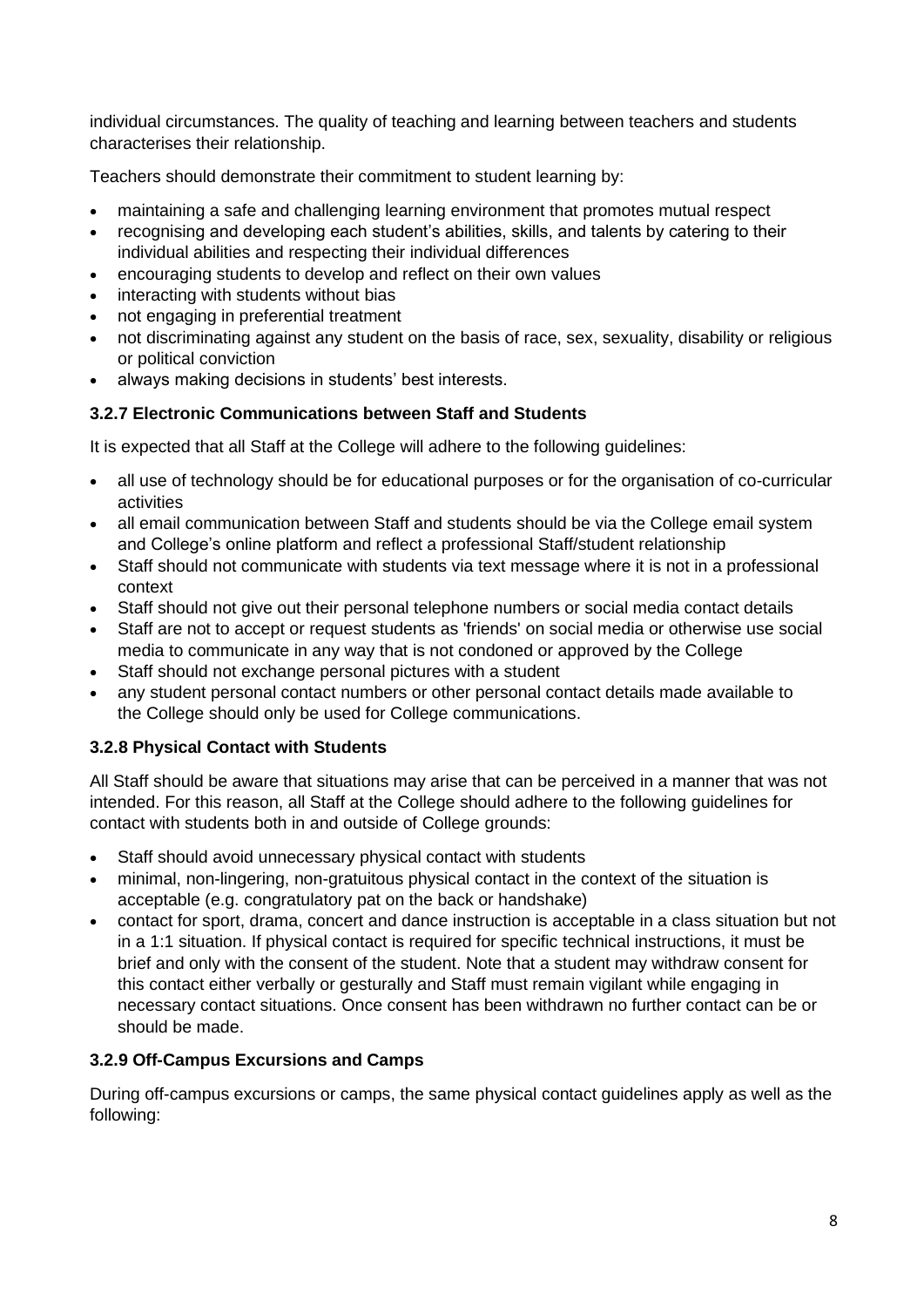individual circumstances. The quality of teaching and learning between teachers and students characterises their relationship.

Teachers should demonstrate their commitment to student learning by:

- maintaining a safe and challenging learning environment that promotes mutual respect
- recognising and developing each student's abilities, skills, and talents by catering to their individual abilities and respecting their individual differences
- encouraging students to develop and reflect on their own values
- interacting with students without bias
- not engaging in preferential treatment
- not discriminating against any student on the basis of race, sex, sexuality, disability or religious or political conviction
- always making decisions in students' best interests.

### 3.2.7 Electronic Communications between Staff and Students

It is expected that all Staff at the College will adhere to the following guidelines:

- all use of technology should be for educational purposes or for the organisation of co-curricular activities
- all email communication between Staff and students should be via the College email system and College's online platform and reflect a professional Staff/student relationship
- Staff should not communicate with students via text message where it is not in a professional context
- Staff should not give out their personal telephone numbers or social media contact details
- Staff are not to accept or request students as 'friends' on social media or otherwise use social media to communicate in any way that is not condoned or approved by the College
- Staff should not exchange personal pictures with a student
- any student personal contact numbers or other personal contact details made available to the College should only be used for College communications.

### 3.2.8 Physical Contact with Students

All Staff should be aware that situations may arise that can be perceived in a manner that was not intended. For this reason, all Staff at the College should adhere to the following guidelines for contact with students both in and outside of College grounds:

- Staff should avoid unnecessary physical contact with students
- minimal, non-lingering, non-gratuitous physical contact in the context of the situation is acceptable (e.g. congratulatory pat on the back or handshake)
- contact for sport, drama, concert and dance instruction is acceptable in a class situation but not in a 1:1 situation. If physical contact is required for specific technical instructions, it must be brief and only with the consent of the student. Note that a student may withdraw consent for this contact either verbally or gesturally and Staff must remain vigilant while engaging in necessary contact situations. Once consent has been withdrawn no further contact can be or should be made.

### 3.2.9 Off-Campus Excursions and Camps

During off-campus excursions or camps, the same physical contact guidelines apply as well as the following: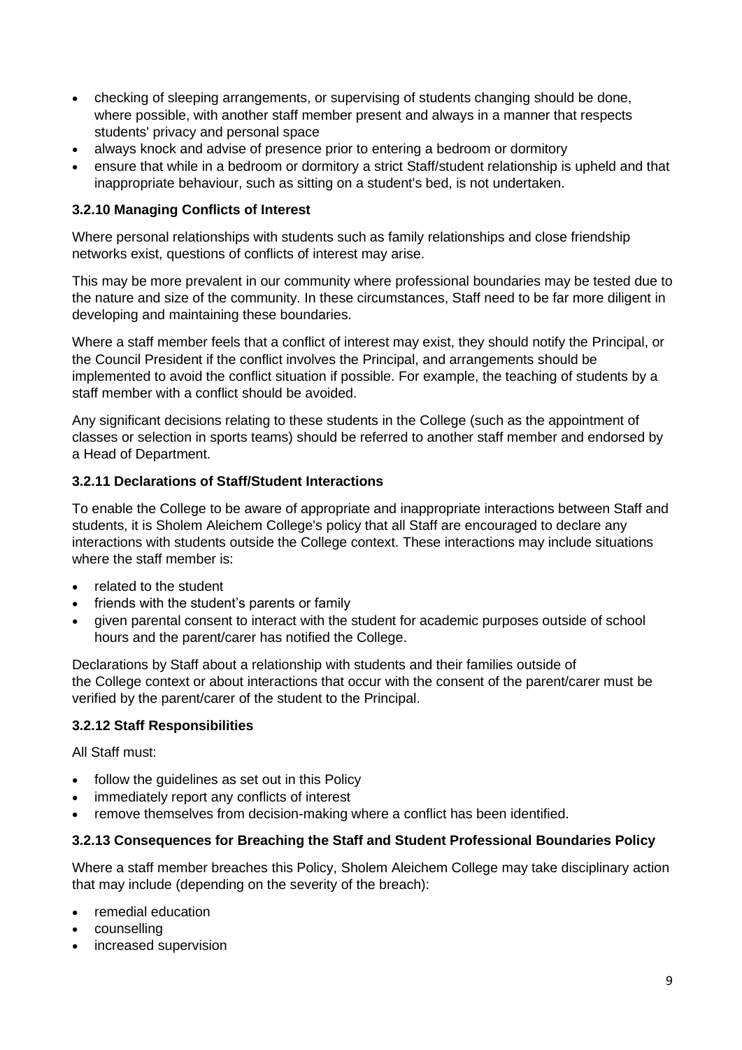- checking of sleeping arrangements, or supervising of students changing should be done, where possible, with another staff member present and always in a manner that respects students' privacy and personal space
- always knock and advise of presence prior to entering a bedroom or dormitory
- ensure that while in a bedroom or dormitory a strict Staff/student relationship is upheld and that inappropriate behaviour, such as sitting on a student's bed, is not undertaken.

### 3.2.10 Managing Conflicts of Interest

Where personal relationships with students such as family relationships and close friendship networks exist, questions of conflicts of interest may arise.

This may be more prevalent in our community where professional boundaries may be tested due to the nature and size of the community. In these circumstances, Staff need to be far more diligent in developing and maintaining these boundaries.

Where a staff member feels that a conflict of interest may exist, they should notify the Principal, or the Council President if the conflict involves the Principal, and arrangements should be implemented to avoid the conflict situation if possible. For example, the teaching of students by a staff member with a conflict should be avoided.

Any significant decisions relating to these students in the College (such as the appointment of classes or selection in sports teams) should be referred to another staff member and endorsed by a Head of Department.

### 3.2.11 Declarations of Staff/Student Interactions

To enable the College to be aware of appropriate and inappropriate interactions between Staff and students, it is Sholem Aleichem College's policy that all Staff are encouraged to declare any interactions with students outside the College context. These interactions may include situations where the staff member is:

- related to the student
- friends with the student's parents or family
- given parental consent to interact with the student for academic purposes outside of school hours and the parent/carer has notified the College.

Declarations by Staff about a relationship with students and their families outside of the College context or about interactions that occur with the consent of the parent/carer must be verified by the parent/carer of the student to the Principal.

### 3.2.12 Staff Responsibilities

All Staff must:

- follow the guidelines as set out in this Policy
- immediately report any conflicts of interest
- remove themselves from decision-making where a conflict has been identified.

### 3.2.13 Consequences for Breaching the Staff and Student Professional Boundaries Policy

Where a staff member breaches this Policy, Sholem Aleichem College may take disciplinary action that may include (depending on the severity of the breach):

- remedial education
- counselling
- increased supervision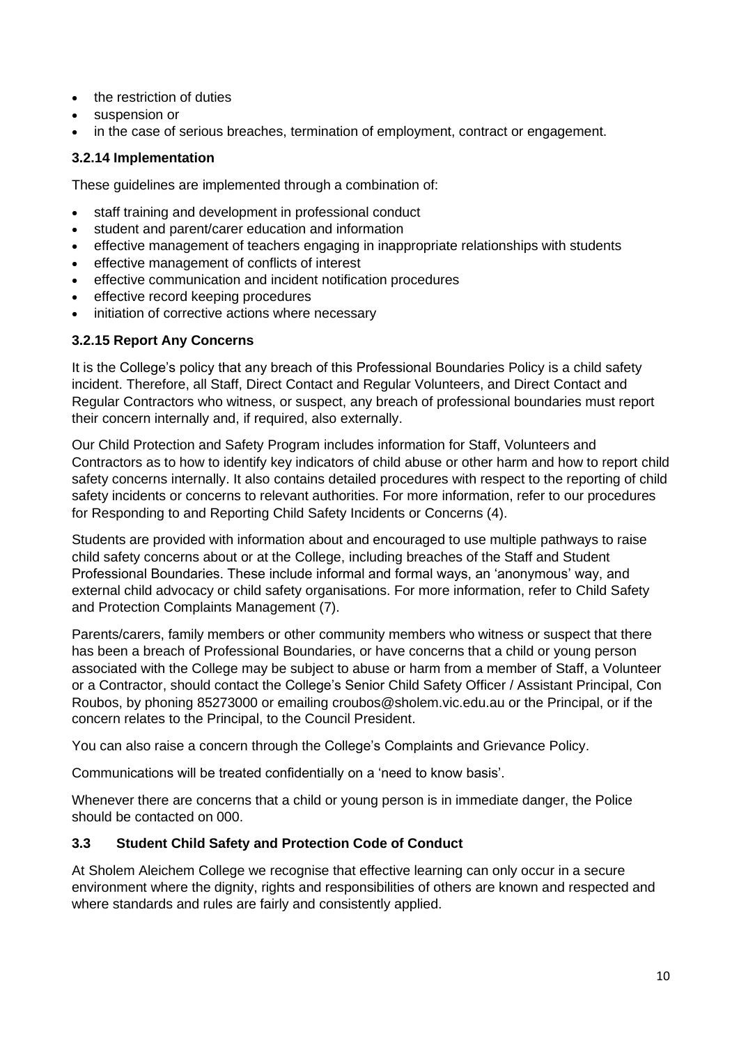- the restriction of duties
- suspension or
- in the case of serious breaches, termination of employment, contract or engagement.

### 3.2.14 Implementation

These guidelines are implemented through a combination of:

- staff training and development in professional conduct
- student and parent/carer education and information
- effective management of teachers engaging in inappropriate relationships with students
- effective management of conflicts of interest
- effective communication and incident notification procedures
- effective record keeping procedures
- initiation of corrective actions where necessary

### 3.2.15 Report Any Concerns

It is the College's policy that any breach of this Professional Boundaries Policy is a child safety incident. Therefore, all Staff, Direct Contact and Regular Volunteers, and Direct Contact and Regular Contractors who witness, or suspect, any breach of professional boundaries must report their concern internally and, if required, also externally.

Our Child Protection and Safety Program includes information for Staff, Volunteers and Contractors as to how to identify key indicators of child abuse or other harm and how to report child safety concerns internally. It also contains detailed procedures with respect to the reporting of child safety incidents or concerns to relevant authorities. For more information, refer to our procedures for Responding to and Reporting Child Safety Incidents or Concerns (4).

Students are provided with information about and encouraged to use multiple pathways to raise child safety concerns about or at the College, including breaches of the Staff and Student Professional Boundaries. These include informal and formal ways, an 'anonymous' way, and external child advocacy or child safety organisations. For more information, refer to Child Safety and Protection Complaints Management (7).

Parents/carers, family members or other community members who witness or suspect that there has been a breach of Professional Boundaries, or have concerns that a child or young person associated with the College may be subject to abuse or harm from a member of Staff, a Volunteer or a Contractor, should contact the College's Senior Child Safety Officer / Assistant Principal, Con Roubos, by phoning 85273000 or emailing croubos@sholem.vic.edu.au or the Principal, or if the concern relates to the Principal, to the Council President.

You can also raise a concern through the College's Complaints and Grievance Policy.

Communications will be treated confidentially on a 'need to know basis'.

Whenever there are concerns that a child or young person is in immediate danger, the Police should be contacted on 000.

### 3.3 Student Child Safety and Protection Code of Conduct

At Sholem Aleichem College we recognise that effective learning can only occur in a secure environment where the dignity, rights and responsibilities of others are known and respected and where standards and rules are fairly and consistently applied.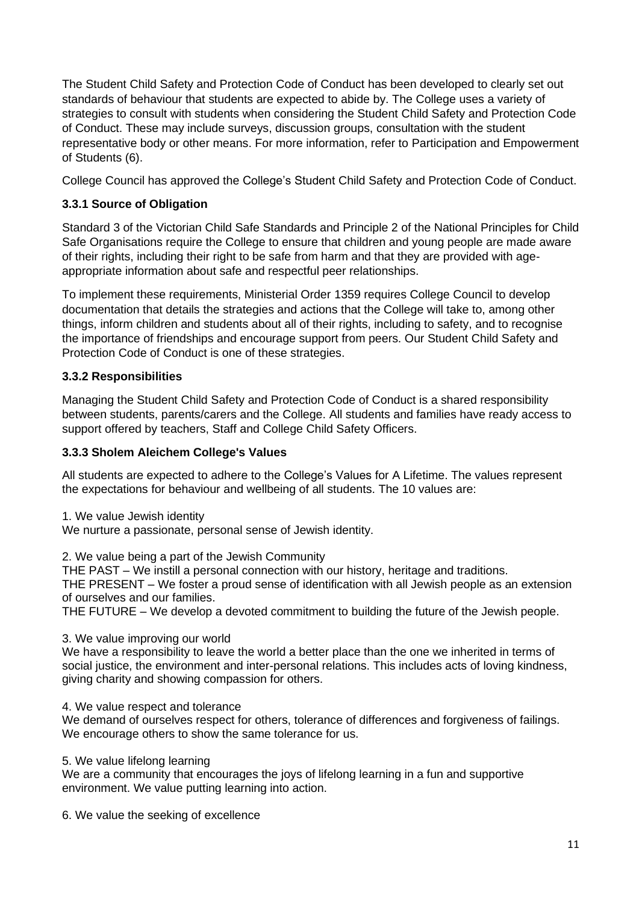The Student Child Safety and Protection Code of Conduct has been developed to clearly set out standards of behaviour that students are expected to abide by. The College uses a variety of strategies to consult with students when considering the Student Child Safety and Protection Code of Conduct. These may include surveys, discussion groups, consultation with the student representative body or other means. For more information, refer to Participation and Empowerment of Students (6).

College Council has approved the College's Student Child Safety and Protection Code of Conduct.

### 3.3.1 Source of Obligation

Standard 3 of the Victorian Child Safe Standards and Principle 2 of the National Principles for Child Safe Organisations require the College to ensure that children and young people are made aware of their rights, including their right to be safe from harm and that they are provided with age-appropriate information about safe and respectful peer relationships.

To implement these requirements, Ministerial Order 1359 requires College Council to develop documentation that details the strategies and actions that the College will take to, among other things, inform children and students about all of their rights, including to safety, and to recognise the importance of friendships and encourage support from peers. Our Student Child Safety and Protection Code of Conduct is one of these strategies.

### 3.3.2 Responsibilities

Managing the Student Child Safety and Protection Code of Conduct is a shared responsibility between students, parents/carers and the College. All students and families have ready access to support offered by teachers, Staff and College Child Safety Officers.

### 3.3.3 Sholem Aleichem College's Values

All students are expected to adhere to the College's Values for A Lifetime. The values represent the expectations for behaviour and wellbeing of all students. The 10 values are:

1. We value Jewish identity
We nurture a passionate, personal sense of Jewish identity.

2. We value being a part of the Jewish Community
THE PAST – We instill a personal connection with our history, heritage and traditions.
THE PRESENT – We foster a proud sense of identification with all Jewish people as an extension of ourselves and our families.
THE FUTURE – We develop a devoted commitment to building the future of the Jewish people.

3. We value improving our world
We have a responsibility to leave the world a better place than the one we inherited in terms of social justice, the environment and inter-personal relations. This includes acts of loving kindness, giving charity and showing compassion for others.

4. We value respect and tolerance
We demand of ourselves respect for others, tolerance of differences and forgiveness of failings. We encourage others to show the same tolerance for us.

5. We value lifelong learning
We are a community that encourages the joys of lifelong learning in a fun and supportive environment. We value putting learning into action.

6. We value the seeking of excellence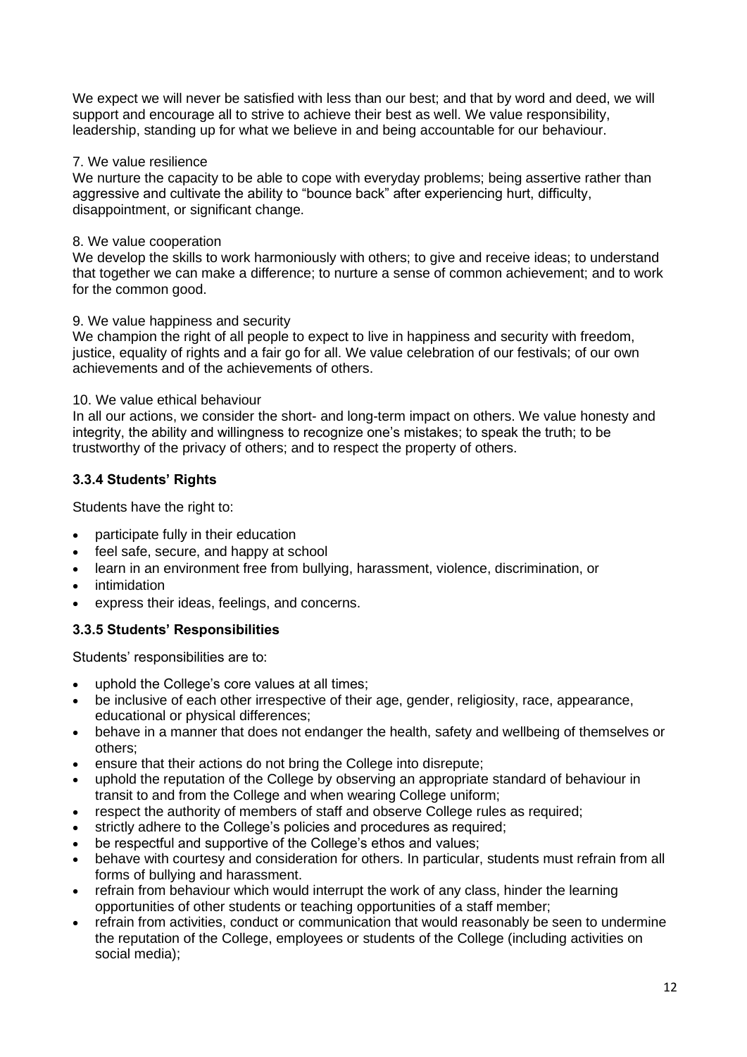We expect we will never be satisfied with less than our best; and that by word and deed, we will support and encourage all to strive to achieve their best as well. We value responsibility, leadership, standing up for what we believe in and being accountable for our behaviour.

7. We value resilience
We nurture the capacity to be able to cope with everyday problems; being assertive rather than aggressive and cultivate the ability to "bounce back" after experiencing hurt, difficulty, disappointment, or significant change.

8. We value cooperation
We develop the skills to work harmoniously with others; to give and receive ideas; to understand that together we can make a difference; to nurture a sense of common achievement; and to work for the common good.

9. We value happiness and security
We champion the right of all people to expect to live in happiness and security with freedom, justice, equality of rights and a fair go for all. We value celebration of our festivals; of our own achievements and of the achievements of others.

10. We value ethical behaviour
In all our actions, we consider the short- and long-term impact on others. We value honesty and integrity, the ability and willingness to recognize one's mistakes; to speak the truth; to be trustworthy of the privacy of others; and to respect the property of others.

### 3.3.4 Students' Rights

Students have the right to:

- participate fully in their education
- feel safe, secure, and happy at school
- learn in an environment free from bullying, harassment, violence, discrimination, or
- intimidation
- express their ideas, feelings, and concerns.

### 3.3.5 Students' Responsibilities

Students' responsibilities are to:

- uphold the College's core values at all times;
- be inclusive of each other irrespective of their age, gender, religiosity, race, appearance, educational or physical differences;
- behave in a manner that does not endanger the health, safety and wellbeing of themselves or others;
- ensure that their actions do not bring the College into disrepute;
- uphold the reputation of the College by observing an appropriate standard of behaviour in transit to and from the College and when wearing College uniform;
- respect the authority of members of staff and observe College rules as required;
- strictly adhere to the College's policies and procedures as required;
- be respectful and supportive of the College's ethos and values;
- behave with courtesy and consideration for others. In particular, students must refrain from all forms of bullying and harassment.
- refrain from behaviour which would interrupt the work of any class, hinder the learning opportunities of other students or teaching opportunities of a staff member;
- refrain from activities, conduct or communication that would reasonably be seen to undermine the reputation of the College, employees or students of the College (including activities on social media);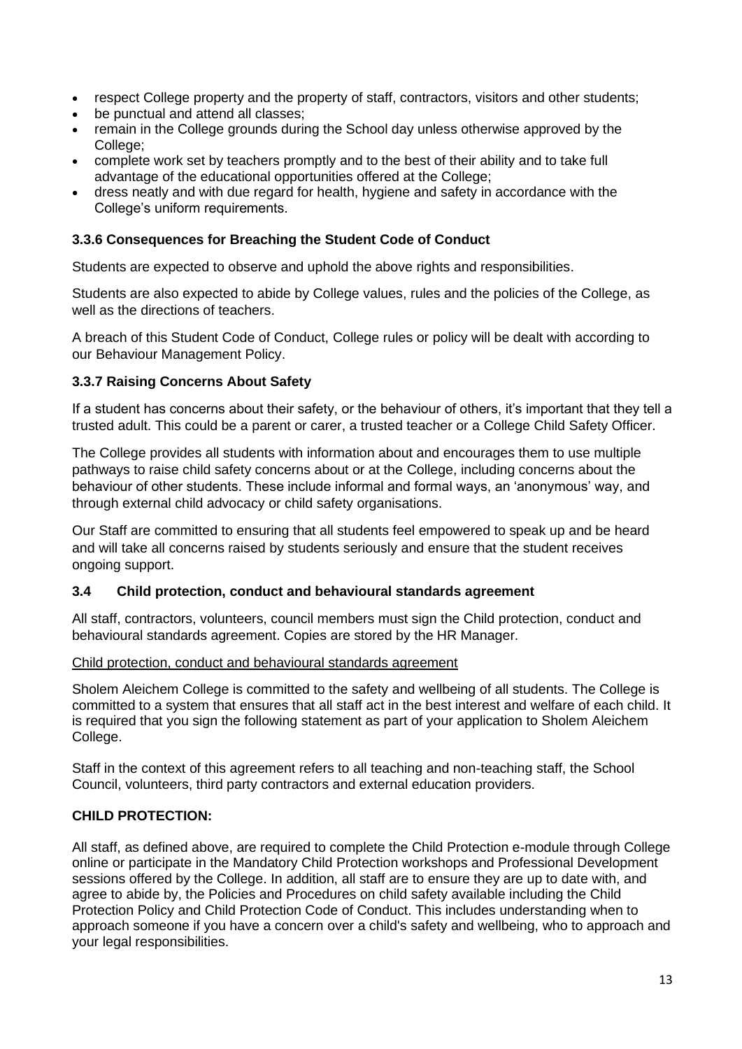- respect College property and the property of staff, contractors, visitors and other students;
- be punctual and attend all classes;
- remain in the College grounds during the School day unless otherwise approved by the College;
- complete work set by teachers promptly and to the best of their ability and to take full advantage of the educational opportunities offered at the College;
- dress neatly and with due regard for health, hygiene and safety in accordance with the College's uniform requirements.

### 3.3.6 Consequences for Breaching the Student Code of Conduct

Students are expected to observe and uphold the above rights and responsibilities.

Students are also expected to abide by College values, rules and the policies of the College, as well as the directions of teachers.

A breach of this Student Code of Conduct, College rules or policy will be dealt with according to our Behaviour Management Policy.

### 3.3.7 Raising Concerns About Safety

If a student has concerns about their safety, or the behaviour of others, it's important that they tell a trusted adult. This could be a parent or carer, a trusted teacher or a College Child Safety Officer.

The College provides all students with information about and encourages them to use multiple pathways to raise child safety concerns about or at the College, including concerns about the behaviour of other students. These include informal and formal ways, an 'anonymous' way, and through external child advocacy or child safety organisations.

Our Staff are committed to ensuring that all students feel empowered to speak up and be heard and will take all concerns raised by students seriously and ensure that the student receives ongoing support.

### 3.4 Child protection, conduct and behavioural standards agreement

All staff, contractors, volunteers, council members must sign the Child protection, conduct and behavioural standards agreement. Copies are stored by the HR Manager.

Child protection, conduct and behavioural standards agreement

Sholem Aleichem College is committed to the safety and wellbeing of all students. The College is committed to a system that ensures that all staff act in the best interest and welfare of each child. It is required that you sign the following statement as part of your application to Sholem Aleichem College.

Staff in the context of this agreement refers to all teaching and non-teaching staff, the School Council, volunteers, third party contractors and external education providers.

**CHILD PROTECTION:**

All staff, as defined above, are required to complete the Child Protection e-module through College online or participate in the Mandatory Child Protection workshops and Professional Development sessions offered by the College. In addition, all staff are to ensure they are up to date with, and agree to abide by, the Policies and Procedures on child safety available including the Child Protection Policy and Child Protection Code of Conduct. This includes understanding when to approach someone if you have a concern over a child's safety and wellbeing, who to approach and your legal responsibilities.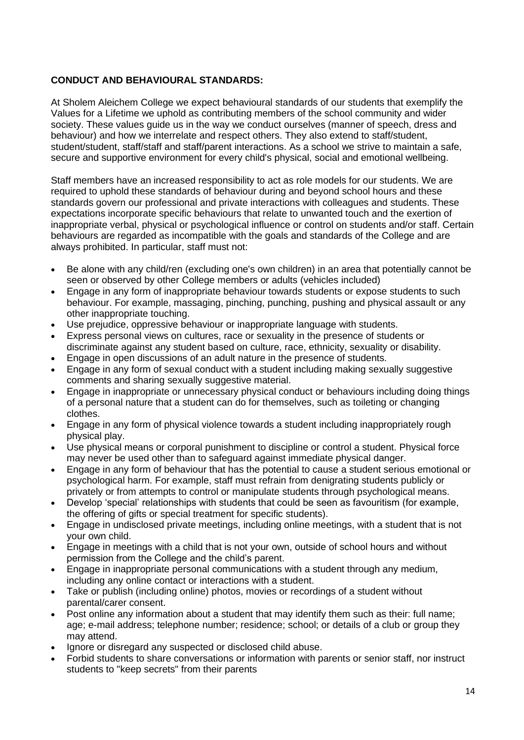**CONDUCT AND BEHAVIOURAL STANDARDS:**

At Sholem Aleichem College we expect behavioural standards of our students that exemplify the Values for a Lifetime we uphold as contributing members of the school community and wider society. These values guide us in the way we conduct ourselves (manner of speech, dress and behaviour) and how we interrelate and respect others. They also extend to staff/student, student/student, staff/staff and staff/parent interactions. As a school we strive to maintain a safe, secure and supportive environment for every child's physical, social and emotional wellbeing.

Staff members have an increased responsibility to act as role models for our students. We are required to uphold these standards of behaviour during and beyond school hours and these standards govern our professional and private interactions with colleagues and students. These expectations incorporate specific behaviours that relate to unwanted touch and the exertion of inappropriate verbal, physical or psychological influence or control on students and/or staff. Certain behaviours are regarded as incompatible with the goals and standards of the College and are always prohibited. In particular, staff must not:

- Be alone with any child/ren (excluding one's own children) in an area that potentially cannot be seen or observed by other College members or adults (vehicles included)
- Engage in any form of inappropriate behaviour towards students or expose students to such behaviour. For example, massaging, pinching, punching, pushing and physical assault or any other inappropriate touching.
- Use prejudice, oppressive behaviour or inappropriate language with students.
- Express personal views on cultures, race or sexuality in the presence of students or discriminate against any student based on culture, race, ethnicity, sexuality or disability.
- Engage in open discussions of an adult nature in the presence of students.
- Engage in any form of sexual conduct with a student including making sexually suggestive comments and sharing sexually suggestive material.
- Engage in inappropriate or unnecessary physical conduct or behaviours including doing things of a personal nature that a student can do for themselves, such as toileting or changing clothes.
- Engage in any form of physical violence towards a student including inappropriately rough physical play.
- Use physical means or corporal punishment to discipline or control a student. Physical force may never be used other than to safeguard against immediate physical danger.
- Engage in any form of behaviour that has the potential to cause a student serious emotional or psychological harm. For example, staff must refrain from denigrating students publicly or privately or from attempts to control or manipulate students through psychological means.
- Develop 'special' relationships with students that could be seen as favouritism (for example, the offering of gifts or special treatment for specific students).
- Engage in undisclosed private meetings, including online meetings, with a student that is not your own child.
- Engage in meetings with a child that is not your own, outside of school hours and without permission from the College and the child's parent.
- Engage in inappropriate personal communications with a student through any medium, including any online contact or interactions with a student.
- Take or publish (including online) photos, movies or recordings of a student without parental/carer consent.
- Post online any information about a student that may identify them such as their: full name; age; e-mail address; telephone number; residence; school; or details of a club or group they may attend.
- Ignore or disregard any suspected or disclosed child abuse.
- Forbid students to share conversations or information with parents or senior staff, nor instruct students to "keep secrets" from their parents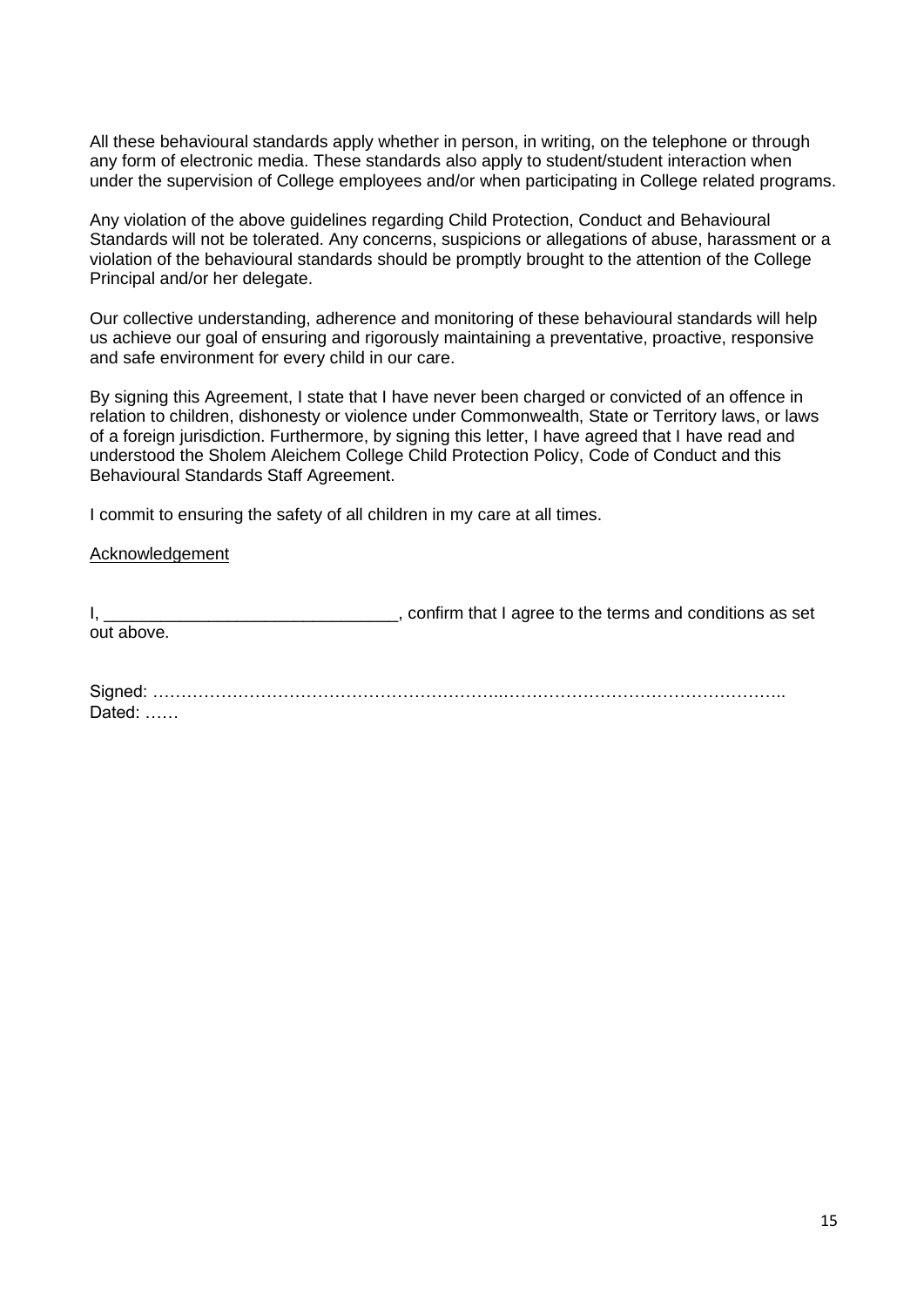All these behavioural standards apply whether in person, in writing, on the telephone or through any form of electronic media. These standards also apply to student/student interaction when under the supervision of College employees and/or when participating in College related programs.

Any violation of the above guidelines regarding Child Protection, Conduct and Behavioural Standards will not be tolerated. Any concerns, suspicions or allegations of abuse, harassment or a violation of the behavioural standards should be promptly brought to the attention of the College Principal and/or her delegate.

Our collective understanding, adherence and monitoring of these behavioural standards will help us achieve our goal of ensuring and rigorously maintaining a preventative, proactive, responsive and safe environment for every child in our care.

By signing this Agreement, I state that I have never been charged or convicted of an offence in relation to children, dishonesty or violence under Commonwealth, State or Territory laws, or laws of a foreign jurisdiction. Furthermore, by signing this letter, I have agreed that I have read and understood the Sholem Aleichem College Child Protection Policy, Code of Conduct and this Behavioural Standards Staff Agreement.

I commit to ensuring the safety of all children in my care at all times.

<u>Acknowledgement</u>

I, ______________________________, confirm that I agree to the terms and conditions as set out above.

Signed: …………………………………………………..……………………………………………..
Dated: ……